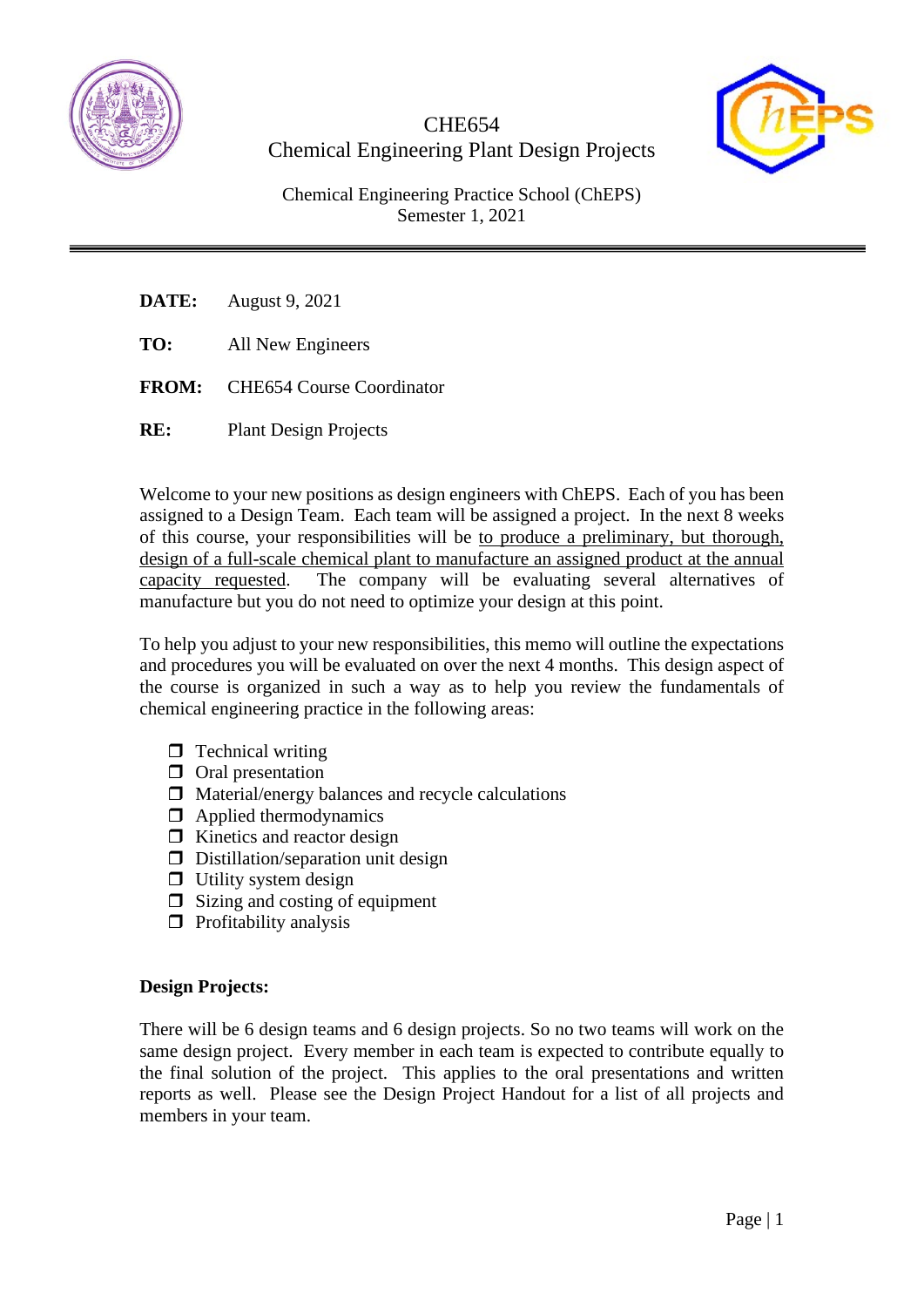# CHE654
# Chemical Engineering Plant Design Projects

Chemical Engineering Practice School (ChEPS)
Semester 1, 2021

---

**DATE:** August 9, 2021

**TO:** All New Engineers

**FROM:** CHE654 Course Coordinator

**RE:** Plant Design Projects

Welcome to your new positions as design engineers with ChEPS. Each of you has been assigned to a Design Team. Each team will be assigned a project. In the next 8 weeks of this course, your responsibilities will be <u>to produce a preliminary, but thorough, design of a full-scale chemical plant to manufacture an assigned product at the annual capacity requested</u>. The company will be evaluating several alternatives of manufacture but you do not need to optimize your design at this point.

To help you adjust to your new responsibilities, this memo will outline the expectations and procedures you will be evaluated on over the next 4 months. This design aspect of the course is organized in such a way as to help you review the fundamentals of chemical engineering practice in the following areas:

- Technical writing
- Oral presentation
- Material/energy balances and recycle calculations
- Applied thermodynamics
- Kinetics and reactor design
- Distillation/separation unit design
- Utility system design
- Sizing and costing of equipment
- Profitability analysis

**Design Projects:**

There will be 6 design teams and 6 design projects. So no two teams will work on the same design project. Every member in each team is expected to contribute equally to the final solution of the project. This applies to the oral presentations and written reports as well. Please see the Design Project Handout for a list of all projects and members in your team.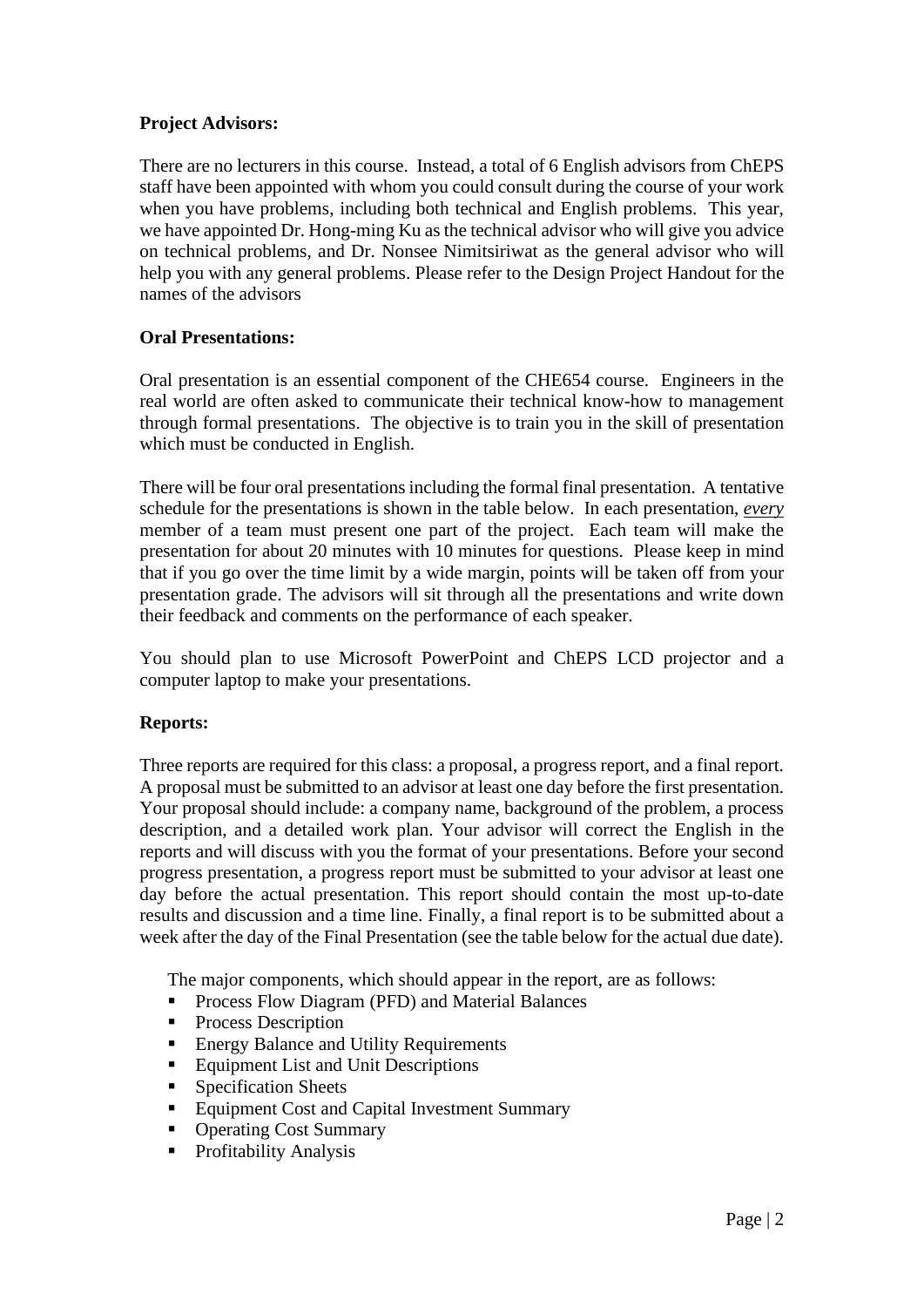**Project Advisors:**

There are no lecturers in this course. Instead, a total of 6 English advisors from ChEPS staff have been appointed with whom you could consult during the course of your work when you have problems, including both technical and English problems. This year, we have appointed Dr. Hong-ming Ku as the technical advisor who will give you advice on technical problems, and Dr. Nonsee Nimitsiriwat as the general advisor who will help you with any general problems. Please refer to the Design Project Handout for the names of the advisors

**Oral Presentations:**

Oral presentation is an essential component of the CHE654 course. Engineers in the real world are often asked to communicate their technical know-how to management through formal presentations. The objective is to train you in the skill of presentation which must be conducted in English.

There will be four oral presentations including the formal final presentation. A tentative schedule for the presentations is shown in the table below. In each presentation, ***every*** member of a team must present one part of the project. Each team will make the presentation for about 20 minutes with 10 minutes for questions. Please keep in mind that if you go over the time limit by a wide margin, points will be taken off from your presentation grade. The advisors will sit through all the presentations and write down their feedback and comments on the performance of each speaker.

You should plan to use Microsoft PowerPoint and ChEPS LCD projector and a computer laptop to make your presentations.

**Reports:**

Three reports are required for this class: a proposal, a progress report, and a final report. A proposal must be submitted to an advisor at least one day before the first presentation. Your proposal should include: a company name, background of the problem, a process description, and a detailed work plan. Your advisor will correct the English in the reports and will discuss with you the format of your presentations. Before your second progress presentation, a progress report must be submitted to your advisor at least one day before the actual presentation. This report should contain the most up-to-date results and discussion and a time line. Finally, a final report is to be submitted about a week after the day of the Final Presentation (see the table below for the actual due date).

The major components, which should appear in the report, are as follows:

- Process Flow Diagram (PFD) and Material Balances
- Process Description
- Energy Balance and Utility Requirements
- Equipment List and Unit Descriptions
- Specification Sheets
- Equipment Cost and Capital Investment Summary
- Operating Cost Summary
- Profitability Analysis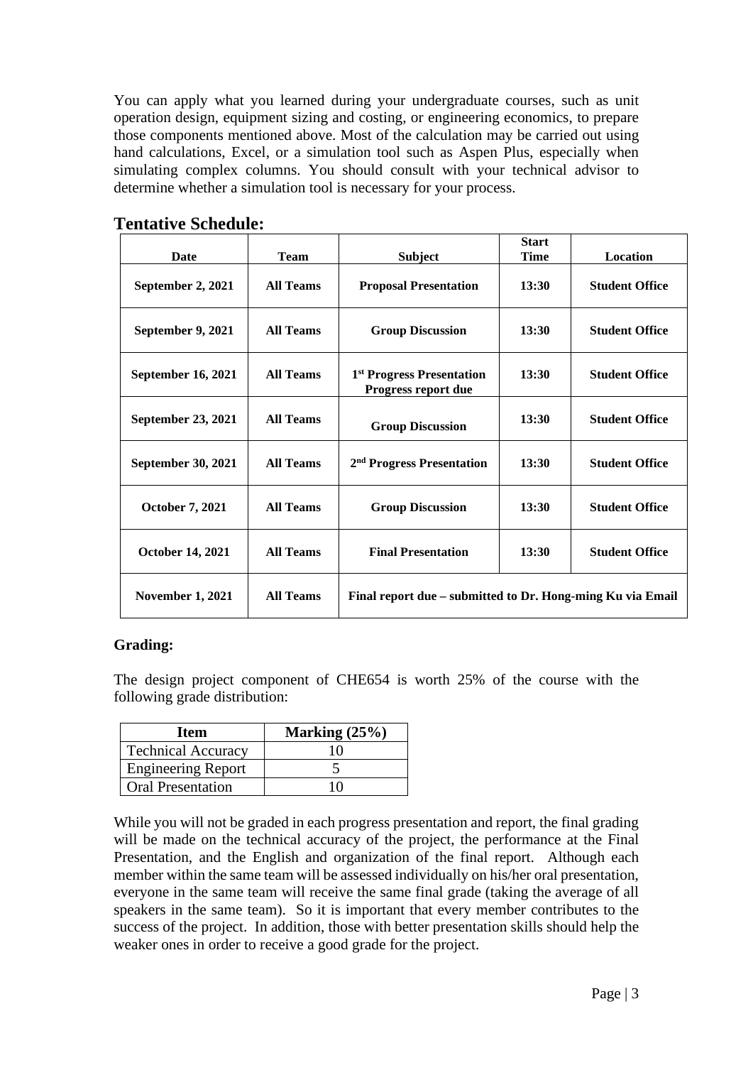You can apply what you learned during your undergraduate courses, such as unit operation design, equipment sizing and costing, or engineering economics, to prepare those components mentioned above. Most of the calculation may be carried out using hand calculations, Excel, or a simulation tool such as Aspen Plus, especially when simulating complex columns. You should consult with your technical advisor to determine whether a simulation tool is necessary for your process.

## Tentative Schedule:

| Date | Team | Subject | Start Time | Location |
|---|---|---|---|---|
| **September 2, 2021** | **All Teams** | **Proposal Presentation** | **13:30** | **Student Office** |
| **September 9, 2021** | **All Teams** | **Group Discussion** | **13:30** | **Student Office** |
| **September 16, 2021** | **All Teams** | **1st Progress Presentation Progress report due** | **13:30** | **Student Office** |
| **September 23, 2021** | **All Teams** | **Group Discussion** | **13:30** | **Student Office** |
| **September 30, 2021** | **All Teams** | **2nd Progress Presentation** | **13:30** | **Student Office** |
| **October 7, 2021** | **All Teams** | **Group Discussion** | **13:30** | **Student Office** |
| **October 14, 2021** | **All Teams** | **Final Presentation** | **13:30** | **Student Office** |
| **November 1, 2021** | **All Teams** | **Final report due – submitted to Dr. Hong-ming Ku via Email** | | |

### Grading:

The design project component of CHE654 is worth 25% of the course with the following grade distribution:

| Item | Marking (25%) |
|---|---|
| Technical Accuracy | 10 |
| Engineering Report | 5 |
| Oral Presentation | 10 |

While you will not be graded in each progress presentation and report, the final grading will be made on the technical accuracy of the project, the performance at the Final Presentation, and the English and organization of the final report. Although each member within the same team will be assessed individually on his/her oral presentation, everyone in the same team will receive the same final grade (taking the average of all speakers in the same team). So it is important that every member contributes to the success of the project. In addition, those with better presentation skills should help the weaker ones in order to receive a good grade for the project.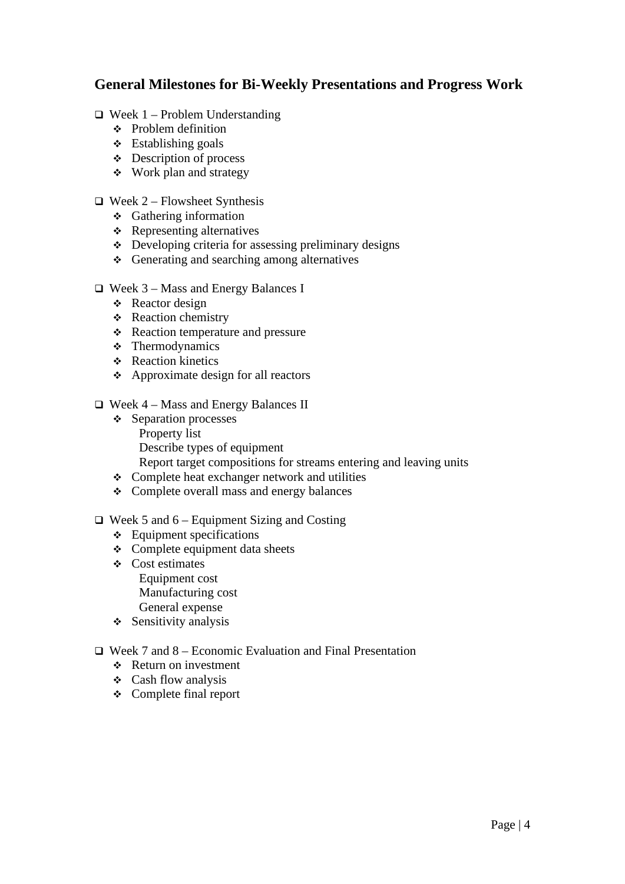## General Milestones for Bi-Weekly Presentations and Progress Work

- Week 1 – Problem Understanding
  - Problem definition
  - Establishing goals
  - Description of process
  - Work plan and strategy

- Week 2 – Flowsheet Synthesis
  - Gathering information
  - Representing alternatives
  - Developing criteria for assessing preliminary designs
  - Generating and searching among alternatives

- Week 3 – Mass and Energy Balances I
  - Reactor design
  - Reaction chemistry
  - Reaction temperature and pressure
  - Thermodynamics
  - Reaction kinetics
  - Approximate design for all reactors

- Week 4 – Mass and Energy Balances II
  - Separation processes
    - Property list
    - Describe types of equipment
    - Report target compositions for streams entering and leaving units
  - Complete heat exchanger network and utilities
  - Complete overall mass and energy balances

- Week 5 and 6 – Equipment Sizing and Costing
  - Equipment specifications
  - Complete equipment data sheets
  - Cost estimates
    - Equipment cost
    - Manufacturing cost
    - General expense
  - Sensitivity analysis

- Week 7 and 8 – Economic Evaluation and Final Presentation
  - Return on investment
  - Cash flow analysis
  - Complete final report